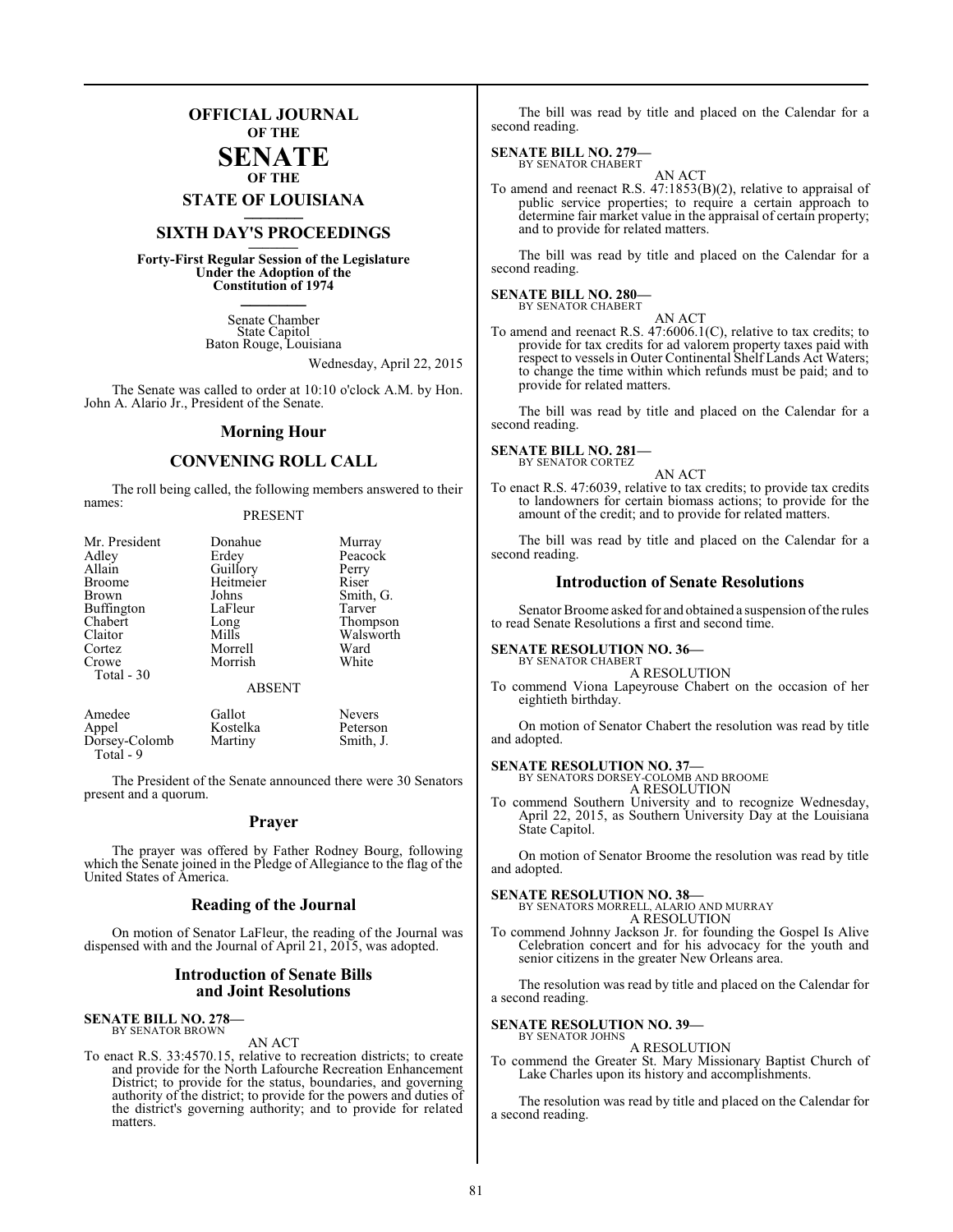# OFFICIAL JOURNAL OF THE SENATE OF THE STATE OF LOUISIANA

## SIXTH DAY'S PROCEEDINGS

**Forty-First Regular Session of the Legislature Under the Adoption of the Constitution of 1974**

Senate Chamber
State Capitol
Baton Rouge, Louisiana

Wednesday, April 22, 2015

The Senate was called to order at 10:10 o'clock A.M. by Hon. John A. Alario Jr., President of the Senate.

## Morning Hour

## CONVENING ROLL CALL

The roll being called, the following members answered to their names:

PRESENT

| | | |
|---|---|---|
| Mr. President | Donahue | Murray |
| Adley | Erdey | Peacock |
| Allain | Guillory | Perry |
| Broome | Heitmeier | Riser |
| Brown | Johns | Smith, G. |
| Buffington | LaFleur | Tarver |
| Chabert | Long | Thompson |
| Claitor | Mills | Walsworth |
| Cortez | Morrell | Ward |
| Crowe | Morrish | White |

Total - 30

ABSENT

| | | |
|---|---|---|
| Amedee | Gallot | Nevers |
| Appel | Kostelka | Peterson |
| Dorsey-Colomb | Martiny | Smith, J. |

Total - 9

The President of the Senate announced there were 30 Senators present and a quorum.

## Prayer

The prayer was offered by Father Rodney Bourg, following which the Senate joined in the Pledge of Allegiance to the flag of the United States of America.

## Reading of the Journal

On motion of Senator LaFleur, the reading of the Journal was dispensed with and the Journal of April 21, 2015, was adopted.

## Introduction of Senate Bills and Joint Resolutions

**SENATE BILL NO. 278—**
BY SENATOR BROWN

AN ACT

To enact R.S. 33:4570.15, relative to recreation districts; to create and provide for the North Lafourche Recreation Enhancement District; to provide for the status, boundaries, and governing authority of the district; to provide for the powers and duties of the district's governing authority; and to provide for related matters.

The bill was read by title and placed on the Calendar for a second reading.

**SENATE BILL NO. 279—**
BY SENATOR CHABERT

AN ACT

To amend and reenact R.S. 47:1853(B)(2), relative to appraisal of public service properties; to require a certain approach to determine fair market value in the appraisal of certain property; and to provide for related matters.

The bill was read by title and placed on the Calendar for a second reading.

**SENATE BILL NO. 280—**
BY SENATOR CHABERT

AN ACT

To amend and reenact R.S. 47:6006.1(C), relative to tax credits; to provide for tax credits for ad valorem property taxes paid with respect to vessels in Outer Continental Shelf Lands Act Waters; to change the time within which refunds must be paid; and to provide for related matters.

The bill was read by title and placed on the Calendar for a second reading.

**SENATE BILL NO. 281—**
BY SENATOR CORTEZ

AN ACT

To enact R.S. 47:6039, relative to tax credits; to provide tax credits to landowners for certain biomass actions; to provide for the amount of the credit; and to provide for related matters.

The bill was read by title and placed on the Calendar for a second reading.

## Introduction of Senate Resolutions

Senator Broome asked for and obtained a suspension of the rules to read Senate Resolutions a first and second time.

**SENATE RESOLUTION NO. 36—**
BY SENATOR CHABERT

A RESOLUTION

To commend Viona Lapeyrouse Chabert on the occasion of her eightieth birthday.

On motion of Senator Chabert the resolution was read by title and adopted.

**SENATE RESOLUTION NO. 37—**
BY SENATORS DORSEY-COLOMB AND BROOME

A RESOLUTION

To commend Southern University and to recognize Wednesday, April 22, 2015, as Southern University Day at the Louisiana State Capitol.

On motion of Senator Broome the resolution was read by title and adopted.

**SENATE RESOLUTION NO. 38—**
BY SENATORS MORRELL, ALARIO AND MURRAY

A RESOLUTION

To commend Johnny Jackson Jr. for founding the Gospel Is Alive Celebration concert and for his advocacy for the youth and senior citizens in the greater New Orleans area.

The resolution was read by title and placed on the Calendar for a second reading.

**SENATE RESOLUTION NO. 39—**
BY SENATOR JOHNS

A RESOLUTION

To commend the Greater St. Mary Missionary Baptist Church of Lake Charles upon its history and accomplishments.

The resolution was read by title and placed on the Calendar for a second reading.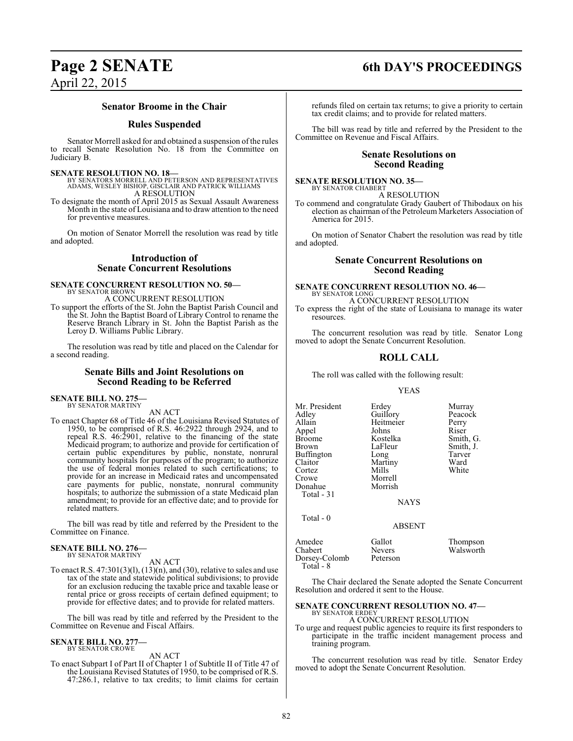## Senator Broome in the Chair

## Rules Suspended

Senator Morrell asked for and obtained a suspension of the rules to recall Senate Resolution No. 18 from the Committee on Judiciary B.

**SENATE RESOLUTION NO. 18—**
BY SENATORS MORRELL AND PETERSON AND REPRESENTATIVES ADAMS, WESLEY BISHOP, GISCLAIR AND PATRICK WILLIAMS

A RESOLUTION

To designate the month of April 2015 as Sexual Assault Awareness Month in the state of Louisiana and to draw attention to the need for preventive measures.

On motion of Senator Morrell the resolution was read by title and adopted.

## Introduction of Senate Concurrent Resolutions

**SENATE CONCURRENT RESOLUTION NO. 50—**
BY SENATOR BROWN

A CONCURRENT RESOLUTION

To support the efforts of the St. John the Baptist Parish Council and the St. John the Baptist Board of Library Control to rename the Reserve Branch Library in St. John the Baptist Parish as the Leroy D. Williams Public Library.

The resolution was read by title and placed on the Calendar for a second reading.

## Senate Bills and Joint Resolutions on Second Reading to be Referred

**SENATE BILL NO. 275—**
BY SENATOR MARTINY

AN ACT

To enact Chapter 68 of Title 46 of the Louisiana Revised Statutes of 1950, to be comprised of R.S. 46:2922 through 2924, and to repeal R.S. 46:2901, relative to the financing of the state Medicaid program; to authorize and provide for certification of certain public expenditures by public, nonstate, nonrural community hospitals for purposes of the program; to authorize the use of federal monies related to such certifications; to provide for an increase in Medicaid rates and uncompensated care payments for public, nonstate, nonrural community hospitals; to authorize the submission of a state Medicaid plan amendment; to provide for an effective date; and to provide for related matters.

The bill was read by title and referred by the President to the Committee on Finance.

**SENATE BILL NO. 276—**
BY SENATOR MARTINY

AN ACT

To enact R.S. 47:301(3)(l), (13)(n), and (30), relative to sales and use tax of the state and statewide political subdivisions; to provide for an exclusion reducing the taxable price and taxable lease or rental price or gross receipts of certain defined equipment; to provide for effective dates; and to provide for related matters.

The bill was read by title and referred by the President to the Committee on Revenue and Fiscal Affairs.

**SENATE BILL NO. 277—**
BY SENATOR CROWE

AN ACT

To enact Subpart I of Part II of Chapter 1 of Subtitle II of Title 47 of the Louisiana Revised Statutes of 1950, to be comprised of R.S. 47:286.1, relative to tax credits; to limit claims for certain refunds filed on certain tax returns; to give a priority to certain tax credit claims; and to provide for related matters.

The bill was read by title and referred by the President to the Committee on Revenue and Fiscal Affairs.

## Senate Resolutions on Second Reading

**SENATE RESOLUTION NO. 35—**
BY SENATOR CHABERT

A RESOLUTION

To commend and congratulate Grady Gaubert of Thibodaux on his election as chairman of the Petroleum Marketers Association of America for 2015.

On motion of Senator Chabert the resolution was read by title and adopted.

## Senate Concurrent Resolutions on Second Reading

**SENATE CONCURRENT RESOLUTION NO. 46—**
BY SENATOR LONG

A CONCURRENT RESOLUTION

To express the right of the state of Louisiana to manage its water resources.

The concurrent resolution was read by title. Senator Long moved to adopt the Senate Concurrent Resolution.

## ROLL CALL

The roll was called with the following result:

YEAS

| | | |
|---|---|---|
| Mr. President | Erdey | Murray |
| Adley | Guillory | Peacock |
| Allain | Heitmeier | Perry |
| Appel | Johns | Riser |
| Broome | Kostelka | Smith, G. |
| Brown | LaFleur | Smith, J. |
| Buffington | Long | Tarver |
| Claitor | Martiny | Ward |
| Cortez | Mills | White |
| Crowe | Morrell | |
| Donahue | Morrish | |
| Total - 31 | | |

NAYS

Total - 0

ABSENT

| | | |
|---|---|---|
| Amedee | Gallot | Thompson |
| Chabert | Nevers | Walsworth |
| Dorsey-Colomb | Peterson | |
| Total - 8 | | |

The Chair declared the Senate adopted the Senate Concurrent Resolution and ordered it sent to the House.

**SENATE CONCURRENT RESOLUTION NO. 47—**
BY SENATOR ERDEY

A CONCURRENT RESOLUTION

To urge and request public agencies to require its first responders to participate in the traffic incident management process and training program.

The concurrent resolution was read by title. Senator Erdey moved to adopt the Senate Concurrent Resolution.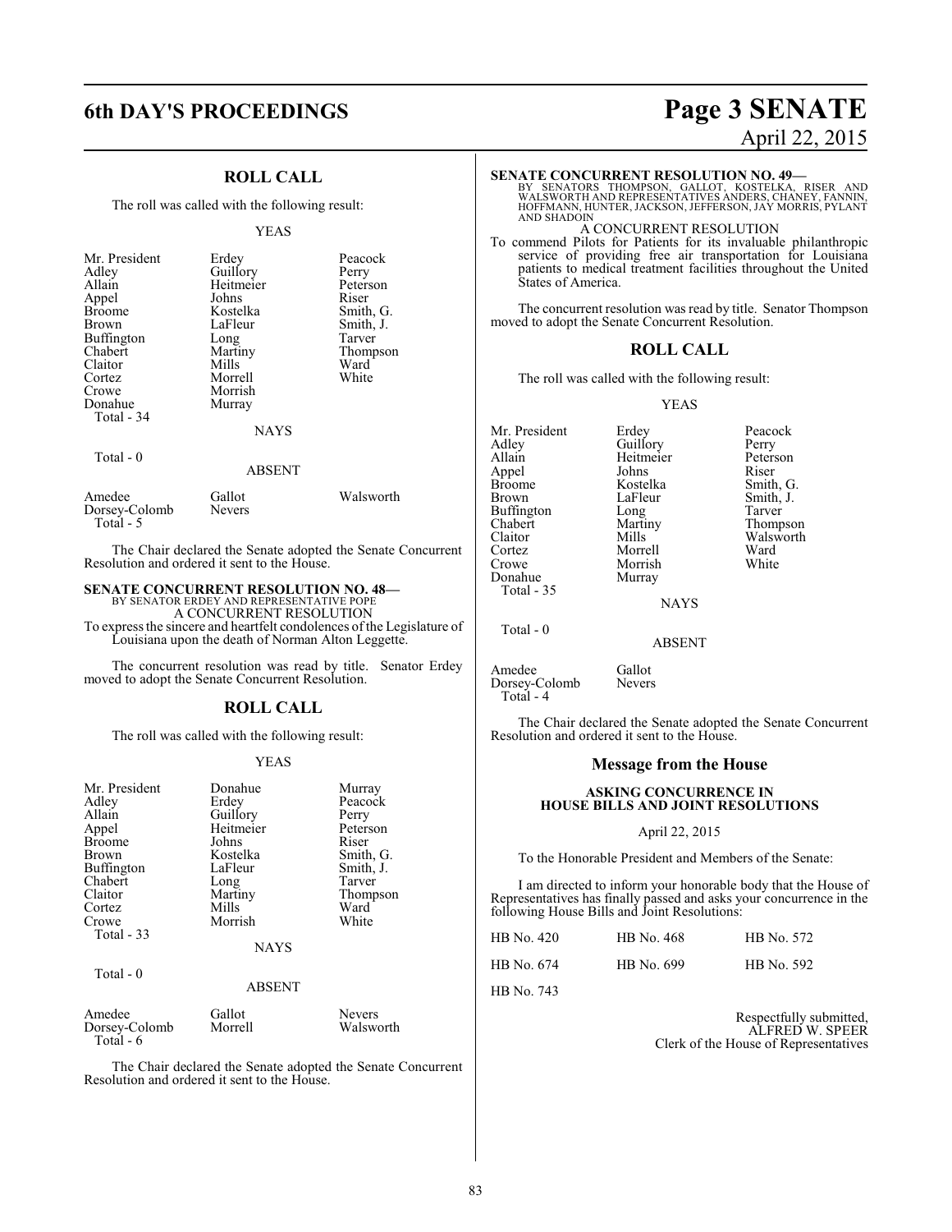## ROLL CALL

The roll was called with the following result:

YEAS

| | | |
|---|---|---|
| Mr. President | Erdey | Peacock |
| Adley | Guillory | Perry |
| Allain | Heitmeier | Peterson |
| Appel | Johns | Riser |
| Broome | Kostelka | Smith, G. |
| Brown | LaFleur | Smith, J. |
| Buffington | Long | Tarver |
| Chabert | Martiny | Thompson |
| Claitor | Mills | Ward |
| Cortez | Morrell | White |
| Crowe | Morrish | |
| Donahue | Murray | |

Total - 34

NAYS

Total - 0

ABSENT

| | | |
|---|---|---|
| Amedee | Gallot | Walsworth |
| Dorsey-Colomb | Nevers | |

Total - 5

The Chair declared the Senate adopted the Senate Concurrent Resolution and ordered it sent to the House.

**SENATE CONCURRENT RESOLUTION NO. 48—**
BY SENATOR ERDEY AND REPRESENTATIVE POPE

A CONCURRENT RESOLUTION

To express the sincere and heartfelt condolences of the Legislature of Louisiana upon the death of Norman Alton Leggette.

The concurrent resolution was read by title. Senator Erdey moved to adopt the Senate Concurrent Resolution.

## ROLL CALL

The roll was called with the following result:

YEAS

| | | |
|---|---|---|
| Mr. President | Donahue | Murray |
| Adley | Erdey | Peacock |
| Allain | Guillory | Perry |
| Appel | Heitmeier | Peterson |
| Broome | Johns | Riser |
| Brown | Kostelka | Smith, G. |
| Buffington | LaFleur | Smith, J. |
| Chabert | Long | Tarver |
| Claitor | Martiny | Thompson |
| Cortez | Mills | Ward |
| Crowe | Morrish | White |

Total - 33

NAYS

Total - 0

ABSENT

| | | |
|---|---|---|
| Amedee | Gallot | Nevers |
| Dorsey-Colomb | Morrell | Walsworth |

Total - 6

The Chair declared the Senate adopted the Senate Concurrent Resolution and ordered it sent to the House.

**SENATE CONCURRENT RESOLUTION NO. 49—**
BY SENATORS THOMPSON, GALLOT, KOSTELKA, RISER AND WALSWORTH AND REPRESENTATIVES ANDERS, CHANEY, FANNIN, HOFFMANN, HUNTER, JACKSON, JEFFERSON, JAY MORRIS, PYLANT AND SHADOIN

A CONCURRENT RESOLUTION

To commend Pilots for Patients for its invaluable philanthropic service of providing free air transportation for Louisiana patients to medical treatment facilities throughout the United States of America.

The concurrent resolution was read by title. Senator Thompson moved to adopt the Senate Concurrent Resolution.

## ROLL CALL

The roll was called with the following result:

YEAS

| | | |
|---|---|---|
| Mr. President | Erdey | Peacock |
| Adley | Guillory | Perry |
| Allain | Heitmeier | Peterson |
| Appel | Johns | Riser |
| Broome | Kostelka | Smith, G. |
| Brown | LaFleur | Smith, J. |
| Buffington | Long | Tarver |
| Chabert | Martiny | Thompson |
| Claitor | Mills | Walsworth |
| Cortez | Morrell | Ward |
| Crowe | Morrish | White |
| Donahue | Murray | |

Total - 35

NAYS

Total - 0

ABSENT

| | |
|---|---|
| Amedee | Gallot |
| Dorsey-Colomb | Nevers |

Total - 4

The Chair declared the Senate adopted the Senate Concurrent Resolution and ordered it sent to the House.

## Message from the House

### ASKING CONCURRENCE IN HOUSE BILLS AND JOINT RESOLUTIONS

April 22, 2015

To the Honorable President and Members of the Senate:

I am directed to inform your honorable body that the House of Representatives has finally passed and asks your concurrence in the following House Bills and Joint Resolutions:

| | | |
|---|---|---|
| HB No. 420 | HB No. 468 | HB No. 572 |
| HB No. 674 | HB No. 699 | HB No. 592 |
| HB No. 743 | | |

Respectfully submitted,
ALFRED W. SPEER
Clerk of the House of Representatives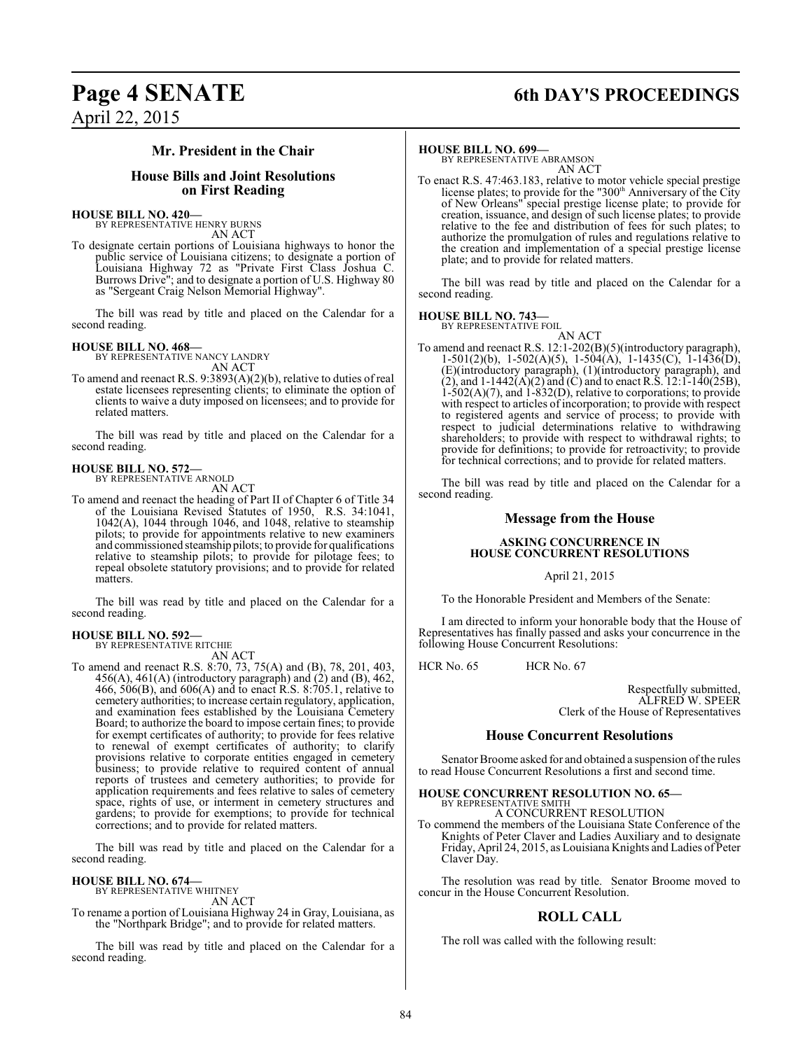## Mr. President in the Chair

### House Bills and Joint Resolutions on First Reading

**HOUSE BILL NO. 420—**
BY REPRESENTATIVE HENRY BURNS
AN ACT

To designate certain portions of Louisiana highways to honor the public service of Louisiana citizens; to designate a portion of Louisiana Highway 72 as "Private First Class Joshua C. Burrows Drive"; and to designate a portion of U.S. Highway 80 as "Sergeant Craig Nelson Memorial Highway".

The bill was read by title and placed on the Calendar for a second reading.

**HOUSE BILL NO. 468—**
BY REPRESENTATIVE NANCY LANDRY
AN ACT

To amend and reenact R.S. 9:3893(A)(2)(b), relative to duties of real estate licensees representing clients; to eliminate the option of clients to waive a duty imposed on licensees; and to provide for related matters.

The bill was read by title and placed on the Calendar for a second reading.

**HOUSE BILL NO. 572—**
BY REPRESENTATIVE ARNOLD
AN ACT

To amend and reenact the heading of Part II of Chapter 6 of Title 34 of the Louisiana Revised Statutes of 1950, R.S. 34:1041, 1042(A), 1044 through 1046, and 1048, relative to steamship pilots; to provide for appointments relative to new examiners and commissioned steamship pilots; to provide for qualifications relative to steamship pilots; to provide for pilotage fees; to repeal obsolete statutory provisions; and to provide for related matters.

The bill was read by title and placed on the Calendar for a second reading.

**HOUSE BILL NO. 592—**
BY REPRESENTATIVE RITCHIE
AN ACT

To amend and reenact R.S. 8:70, 73, 75(A) and (B), 78, 201, 403, 456(A), 461(A) (introductory paragraph) and (2) and (B), 462, 466, 506(B), and 606(A) and to enact R.S. 8:705.1, relative to cemetery authorities; to increase certain regulatory, application, and examination fees established by the Louisiana Cemetery Board; to authorize the board to impose certain fines; to provide for exempt certificates of authority; to provide for fees relative to renewal of exempt certificates of authority; to clarify provisions relative to corporate entities engaged in cemetery business; to provide relative to required content of annual reports of trustees and cemetery authorities; to provide for application requirements and fees relative to sales of cemetery space, rights of use, or interment in cemetery structures and gardens; to provide for exemptions; to provide for technical corrections; and to provide for related matters.

The bill was read by title and placed on the Calendar for a second reading.

**HOUSE BILL NO. 674—**
BY REPRESENTATIVE WHITNEY
AN ACT

To rename a portion of Louisiana Highway 24 in Gray, Louisiana, as the "Northpark Bridge"; and to provide for related matters.

The bill was read by title and placed on the Calendar for a second reading.

**HOUSE BILL NO. 699—**
BY REPRESENTATIVE ABRAMSON
AN ACT

To enact R.S. 47:463.183, relative to motor vehicle special prestige license plates; to provide for the "300th Anniversary of the City of New Orleans" special prestige license plate; to provide for creation, issuance, and design of such license plates; to provide relative to the fee and distribution of fees for such plates; to authorize the promulgation of rules and regulations relative to the creation and implementation of a special prestige license plate; and to provide for related matters.

The bill was read by title and placed on the Calendar for a second reading.

**HOUSE BILL NO. 743—**
BY REPRESENTATIVE FOIL
AN ACT

To amend and reenact R.S. 12:1-202(B)(5)(introductory paragraph), 1-501(2)(b), 1-502(A)(5), 1-504(A), 1-1435(C), 1-1436(D), (E)(introductory paragraph), (1)(introductory paragraph), and (2), and 1-1442(A)(2) and (C) and to enact R.S. 12:1-140(25B), 1-502(A)(7), and 1-832(D), relative to corporations; to provide with respect to articles of incorporation; to provide with respect to registered agents and service of process; to provide with respect to judicial determinations relative to withdrawing shareholders; to provide with respect to withdrawal rights; to provide for definitions; to provide for retroactivity; to provide for technical corrections; and to provide for related matters.

The bill was read by title and placed on the Calendar for a second reading.

## Message from the House

**ASKING CONCURRENCE IN HOUSE CONCURRENT RESOLUTIONS**

April 21, 2015

To the Honorable President and Members of the Senate:

I am directed to inform your honorable body that the House of Representatives has finally passed and asks your concurrence in the following House Concurrent Resolutions:

HCR No. 65 HCR No. 67

Respectfully submitted,
ALFRED W. SPEER
Clerk of the House of Representatives

## House Concurrent Resolutions

Senator Broome asked for and obtained a suspension of the rules to read House Concurrent Resolutions a first and second time.

**HOUSE CONCURRENT RESOLUTION NO. 65—**
BY REPRESENTATIVE SMITH
A CONCURRENT RESOLUTION

To commend the members of the Louisiana State Conference of the Knights of Peter Claver and Ladies Auxiliary and to designate Friday, April 24, 2015, as Louisiana Knights and Ladies of Peter Claver Day.

The resolution was read by title. Senator Broome moved to concur in the House Concurrent Resolution.

## ROLL CALL

The roll was called with the following result: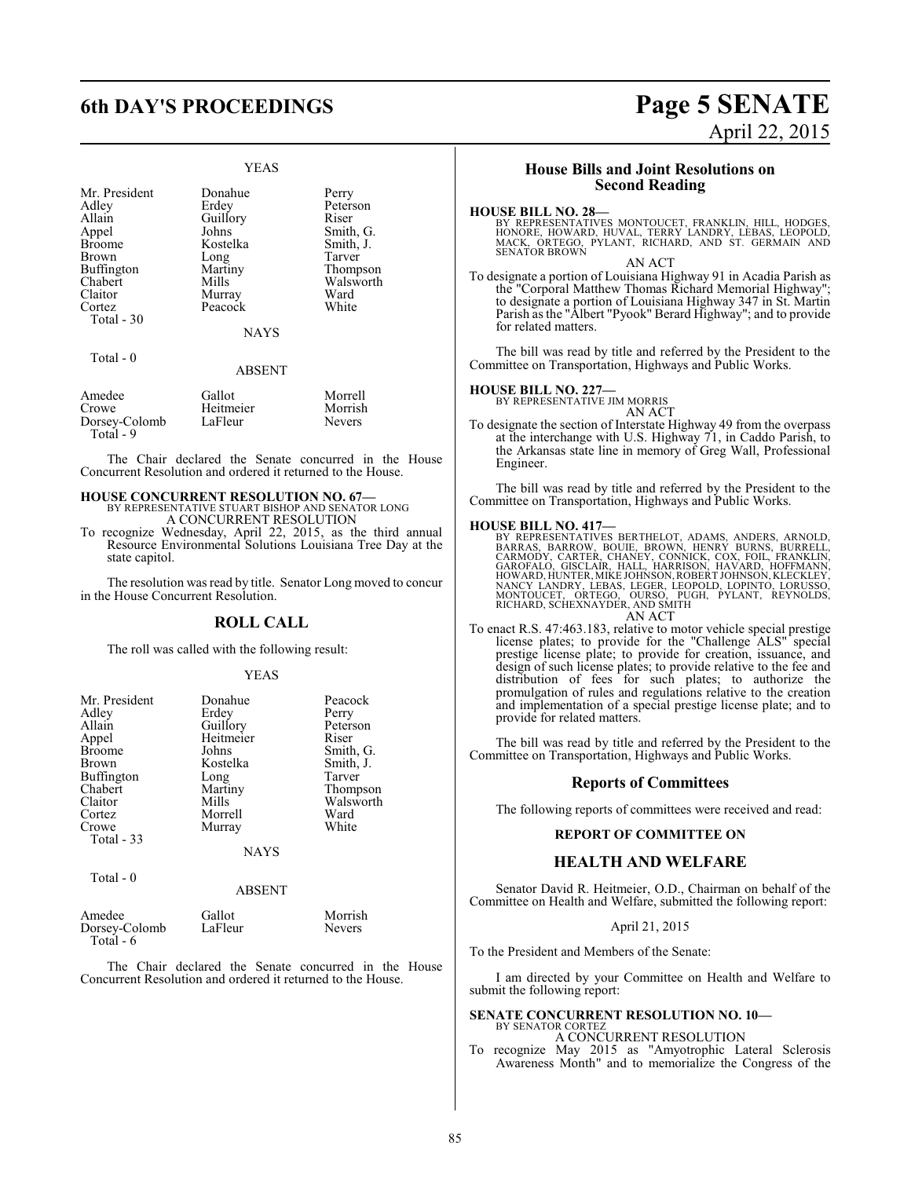YEAS

| | | |
|---|---|---|
| Mr. President | Donahue | Perry |
| Adley | Erdey | Peterson |
| Allain | Guillory | Riser |
| Appel | Johns | Smith, G. |
| Broome | Kostelka | Smith, J. |
| Brown | Long | Tarver |
| Buffington | Martiny | Thompson |
| Chabert | Mills | Walsworth |
| Claitor | Murray | Ward |
| Cortez | Peacock | White |
| Total - 30 | | |

NAYS

Total - 0

ABSENT

| | | |
|---|---|---|
| Amedee | Gallot | Morrell |
| Crowe | Heitmeier | Morrish |
| Dorsey-Colomb | LaFleur | Nevers |
| Total - 9 | | |

The Chair declared the Senate concurred in the House Concurrent Resolution and ordered it returned to the House.

**HOUSE CONCURRENT RESOLUTION NO. 67—**
BY REPRESENTATIVE STUART BISHOP AND SENATOR LONG
A CONCURRENT RESOLUTION
To recognize Wednesday, April 22, 2015, as the third annual Resource Environmental Solutions Louisiana Tree Day at the state capitol.

The resolution was read by title. Senator Long moved to concur in the House Concurrent Resolution.

## ROLL CALL

The roll was called with the following result:

YEAS

| | | |
|---|---|---|
| Mr. President | Donahue | Peacock |
| Adley | Erdey | Perry |
| Allain | Guillory | Peterson |
| Appel | Heitmeier | Riser |
| Broome | Johns | Smith, G. |
| Brown | Kostelka | Smith, J. |
| Buffington | Long | Tarver |
| Chabert | Martiny | Thompson |
| Claitor | Mills | Walsworth |
| Cortez | Morrell | Ward |
| Crowe | Murray | White |
| Total - 33 | | |

NAYS

Total - 0

ABSENT

| | | |
|---|---|---|
| Amedee | Gallot | Morrish |
| Dorsey-Colomb | LaFleur | Nevers |
| Total - 6 | | |

The Chair declared the Senate concurred in the House Concurrent Resolution and ordered it returned to the House.

## House Bills and Joint Resolutions on Second Reading

**HOUSE BILL NO. 28—**
BY REPRESENTATIVES MONTOUCET, FRANKLIN, HILL, HODGES, HONORE, HOWARD, HUVAL, TERRY LANDRY, LEBAS, LEOPOLD, MACK, ORTEGO, PYLANT, RICHARD, AND ST. GERMAIN AND SENATOR BROWN
AN ACT
To designate a portion of Louisiana Highway 91 in Acadia Parish as the "Corporal Matthew Thomas Richard Memorial Highway"; to designate a portion of Louisiana Highway 347 in St. Martin Parish as the "Albert "Pyook" Berard Highway"; and to provide for related matters.

The bill was read by title and referred by the President to the Committee on Transportation, Highways and Public Works.

**HOUSE BILL NO. 227—**
BY REPRESENTATIVE JIM MORRIS
AN ACT
To designate the section of Interstate Highway 49 from the overpass at the interchange with U.S. Highway 71, in Caddo Parish, to the Arkansas state line in memory of Greg Wall, Professional Engineer.

The bill was read by title and referred by the President to the Committee on Transportation, Highways and Public Works.

**HOUSE BILL NO. 417—**
BY REPRESENTATIVES BERTHELOT, ADAMS, ANDERS, ARNOLD, BARRAS, BARROW, BOUIE, BROWN, HENRY BURNS, BURRELL, CARMODY, CARTER, CHANEY, CONNICK, COX, FOIL, FRANKLIN, GAROFALO, GISCLAIR, HALL, HARRISON, HAVARD, HOFFMANN, HOWARD, HUNTER, MIKE JOHNSON, ROBERT JOHNSON, KLECKLEY, NANCY LANDRY, LEBAS, LEGER, LEOPOLD, LOPINTO, LORUSSO, MONTOUCET, ORTEGO, OURSO, PUGH, PYLANT, REYNOLDS, RICHARD, SCHEXNAYDER, AND SMITH
AN ACT
To enact R.S. 47:463.183, relative to motor vehicle special prestige license plates; to provide for the "Challenge ALS" special prestige license plate; to provide for creation, issuance, and design of such license plates; to provide relative to the fee and distribution of fees for such plates; to authorize the promulgation of rules and regulations relative to the creation and implementation of a special prestige license plate; and to provide for related matters.

The bill was read by title and referred by the President to the Committee on Transportation, Highways and Public Works.

## Reports of Committees

The following reports of committees were received and read:

### REPORT OF COMMITTEE ON

### HEALTH AND WELFARE

Senator David R. Heitmeier, O.D., Chairman on behalf of the Committee on Health and Welfare, submitted the following report:

April 21, 2015

To the President and Members of the Senate:

I am directed by your Committee on Health and Welfare to submit the following report:

**SENATE CONCURRENT RESOLUTION NO. 10—**
BY SENATOR CORTEZ
A CONCURRENT RESOLUTION
To recognize May 2015 as "Amyotrophic Lateral Sclerosis Awareness Month" and to memorialize the Congress of the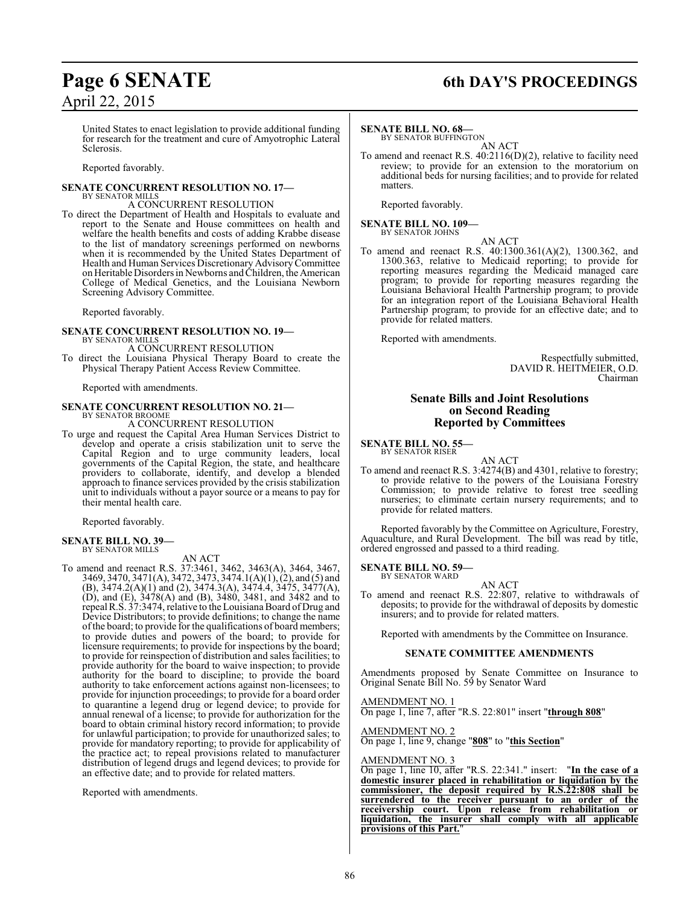United States to enact legislation to provide additional funding for research for the treatment and cure of Amyotrophic Lateral Sclerosis.

Reported favorably.

**SENATE CONCURRENT RESOLUTION NO. 17—**
BY SENATOR MILLS

A CONCURRENT RESOLUTION

To direct the Department of Health and Hospitals to evaluate and report to the Senate and House committees on health and welfare the health benefits and costs of adding Krabbe disease to the list of mandatory screenings performed on newborns when it is recommended by the United States Department of Health and Human Services Discretionary Advisory Committee on Heritable Disorders in Newborns and Children, the American College of Medical Genetics, and the Louisiana Newborn Screening Advisory Committee.

Reported favorably.

**SENATE CONCURRENT RESOLUTION NO. 19—**
BY SENATOR MILLS

A CONCURRENT RESOLUTION

To direct the Louisiana Physical Therapy Board to create the Physical Therapy Patient Access Review Committee.

Reported with amendments.

**SENATE CONCURRENT RESOLUTION NO. 21—**
BY SENATOR BROOME

A CONCURRENT RESOLUTION

To urge and request the Capital Area Human Services District to develop and operate a crisis stabilization unit to serve the Capital Region and to urge community leaders, local governments of the Capital Region, the state, and healthcare providers to collaborate, identify, and develop a blended approach to finance services provided by the crisis stabilization unit to individuals without a payor source or a means to pay for their mental health care.

Reported favorably.

**SENATE BILL NO. 39—**
BY SENATOR MILLS

AN ACT

To amend and reenact R.S. 37:3461, 3462, 3463(A), 3464, 3467, 3469, 3470, 3471(A), 3472, 3473, 3474.1(A)(1), (2), and (5) and (B), 3474.2(A)(1) and (2), 3474.3(A), 3474.4, 3475, 3477(A), (D), and (E), 3478(A) and (B), 3480, 3481, and 3482 and to repeal R.S. 37:3474, relative to the Louisiana Board of Drug and Device Distributors; to provide definitions; to change the name of the board; to provide for the qualifications of board members; to provide duties and powers of the board; to provide for licensure requirements; to provide for inspections by the board; to provide for reinspection of distribution and sales facilities; to provide authority for the board to waive inspection; to provide authority for the board to discipline; to provide the board authority to take enforcement actions against non-licensees; to provide for injunction proceedings; to provide for a board order to quarantine a legend drug or legend device; to provide for annual renewal of a license; to provide for authorization for the board to obtain criminal history record information; to provide for unlawful participation; to provide for unauthorized sales; to provide for mandatory reporting; to provide for applicability of the practice act; to repeal provisions related to manufacturer distribution of legend drugs and legend devices; to provide for an effective date; and to provide for related matters.

Reported with amendments.

**SENATE BILL NO. 68—**
BY SENATOR BUFFINGTON

AN ACT

To amend and reenact R.S. 40:2116(D)(2), relative to facility need review; to provide for an extension to the moratorium on additional beds for nursing facilities; and to provide for related matters.

Reported favorably.

**SENATE BILL NO. 109—**
BY SENATOR JOHNS

AN ACT

To amend and reenact R.S. 40:1300.361(A)(2), 1300.362, and 1300.363, relative to Medicaid reporting; to provide for reporting measures regarding the Medicaid managed care program; to provide for reporting measures regarding the Louisiana Behavioral Health Partnership program; to provide for an integration report of the Louisiana Behavioral Health Partnership program; to provide for an effective date; and to provide for related matters.

Reported with amendments.

Respectfully submitted,
DAVID R. HEITMEIER, O.D.
Chairman

## Senate Bills and Joint Resolutions on Second Reading Reported by Committees

**SENATE BILL NO. 55—**
BY SENATOR RISER

AN ACT

To amend and reenact R.S. 3:4274(B) and 4301, relative to forestry; to provide relative to the powers of the Louisiana Forestry Commission; to provide relative to forest tree seedling nurseries; to eliminate certain nursery requirements; and to provide for related matters.

Reported favorably by the Committee on Agriculture, Forestry, Aquaculture, and Rural Development. The bill was read by title, ordered engrossed and passed to a third reading.

**SENATE BILL NO. 59—**
BY SENATOR WARD

AN ACT

To amend and reenact R.S. 22:807, relative to withdrawals of deposits; to provide for the withdrawal of deposits by domestic insurers; and to provide for related matters.

Reported with amendments by the Committee on Insurance.

**SENATE COMMITTEE AMENDMENTS**

Amendments proposed by Senate Committee on Insurance to Original Senate Bill No. 59 by Senator Ward

AMENDMENT NO. 1
On page 1, line 7, after "R.S. 22:801" insert "**through 808**"

AMENDMENT NO. 2
On page 1, line 9, change "**808**" to "**this Section**"

AMENDMENT NO. 3
On page 1, line 10, after "R.S. 22:341." insert: "**In the case of a domestic insurer placed in rehabilitation or liquidation by the commissioner, the deposit required by R.S.22:808 shall be surrendered to the receiver pursuant to an order of the receivership court. Upon release from rehabilitation or liquidation, the insurer shall comply with all applicable provisions of this Part.**"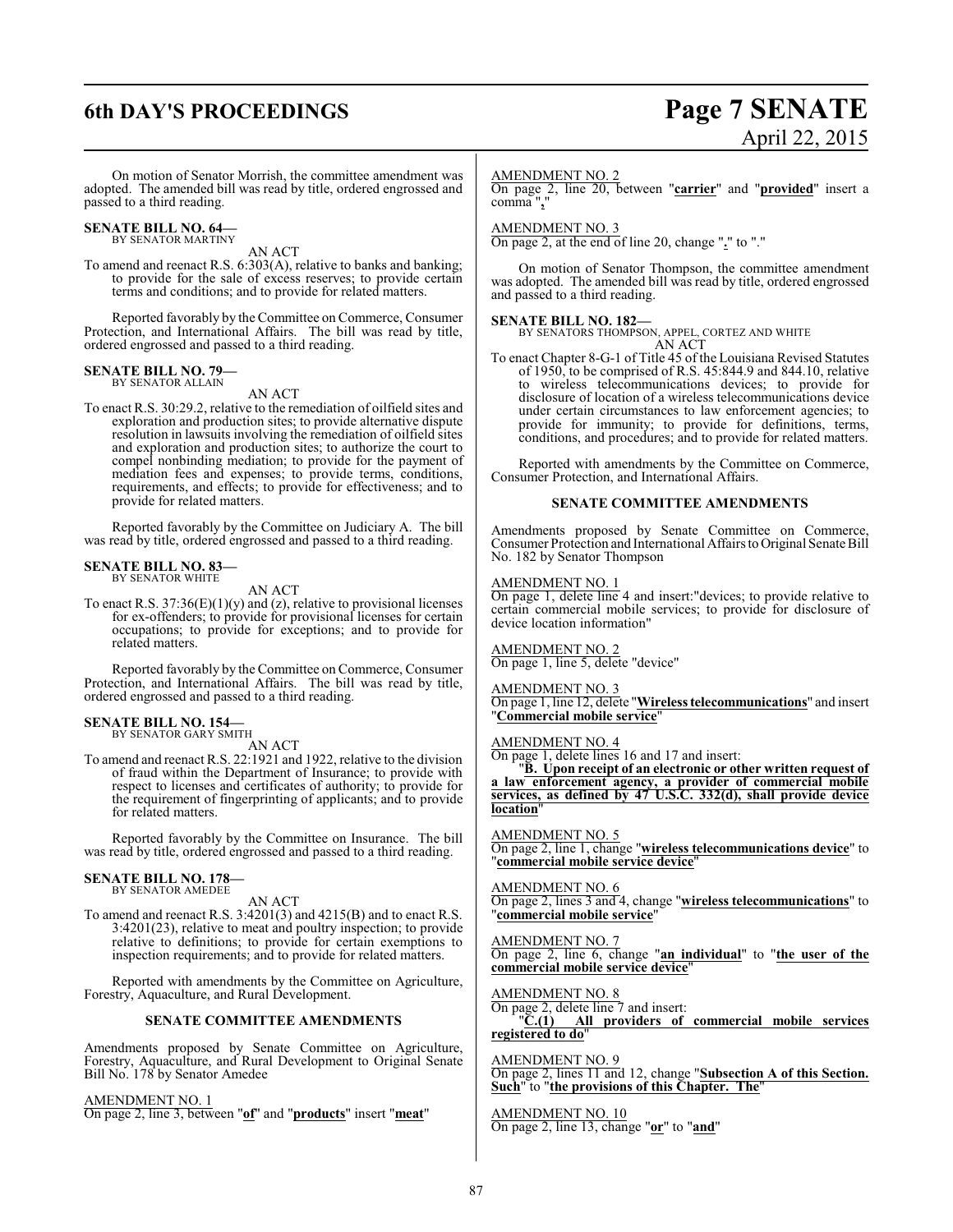On motion of Senator Morrish, the committee amendment was adopted. The amended bill was read by title, ordered engrossed and passed to a third reading.

**SENATE BILL NO. 64—**
BY SENATOR MARTINY

AN ACT

To amend and reenact R.S. 6:303(A), relative to banks and banking; to provide for the sale of excess reserves; to provide certain terms and conditions; and to provide for related matters.

Reported favorably by the Committee on Commerce, Consumer Protection, and International Affairs. The bill was read by title, ordered engrossed and passed to a third reading.

**SENATE BILL NO. 79—**
BY SENATOR ALLAIN

AN ACT

To enact R.S. 30:29.2, relative to the remediation of oilfield sites and exploration and production sites; to provide alternative dispute resolution in lawsuits involving the remediation of oilfield sites and exploration and production sites; to authorize the court to compel nonbinding mediation; to provide for the payment of mediation fees and expenses; to provide terms, conditions, requirements, and effects; to provide for effectiveness; and to provide for related matters.

Reported favorably by the Committee on Judiciary A. The bill was read by title, ordered engrossed and passed to a third reading.

**SENATE BILL NO. 83—**
BY SENATOR WHITE

AN ACT

To enact R.S. 37:36(E)(1)(y) and (z), relative to provisional licenses for ex-offenders; to provide for provisional licenses for certain occupations; to provide for exceptions; and to provide for related matters.

Reported favorably by the Committee on Commerce, Consumer Protection, and International Affairs. The bill was read by title, ordered engrossed and passed to a third reading.

**SENATE BILL NO. 154—**
BY SENATOR GARY SMITH

AN ACT

To amend and reenact R.S. 22:1921 and 1922, relative to the division of fraud within the Department of Insurance; to provide with respect to licenses and certificates of authority; to provide for the requirement of fingerprinting of applicants; and to provide for related matters.

Reported favorably by the Committee on Insurance. The bill was read by title, ordered engrossed and passed to a third reading.

**SENATE BILL NO. 178—**
BY SENATOR AMEDEE

AN ACT

To amend and reenact R.S. 3:4201(3) and 4215(B) and to enact R.S. 3:4201(23), relative to meat and poultry inspection; to provide relative to definitions; to provide for certain exemptions to inspection requirements; and to provide for related matters.

Reported with amendments by the Committee on Agriculture, Forestry, Aquaculture, and Rural Development.

**SENATE COMMITTEE AMENDMENTS**

Amendments proposed by Senate Committee on Agriculture, Forestry, Aquaculture, and Rural Development to Original Senate Bill No. 178 by Senator Amedee

AMENDMENT NO. 1
On page 2, line 3, between "**of**" and "**products**" insert "**meat**"

AMENDMENT NO. 2
On page 2, line 20, between "**carrier**" and "**provided**" insert a comma "**,**"

AMENDMENT NO. 3
On page 2, at the end of line 20, change "**.**" to "."

On motion of Senator Thompson, the committee amendment was adopted. The amended bill was read by title, ordered engrossed and passed to a third reading.

**SENATE BILL NO. 182—**
BY SENATORS THOMPSON, APPEL, CORTEZ AND WHITE

AN ACT

To enact Chapter 8-G-1 of Title 45 of the Louisiana Revised Statutes of 1950, to be comprised of R.S. 45:844.9 and 844.10, relative to wireless telecommunications devices; to provide for disclosure of location of a wireless telecommunications device under certain circumstances to law enforcement agencies; to provide for immunity; to provide for definitions, terms, conditions, and procedures; and to provide for related matters.

Reported with amendments by the Committee on Commerce, Consumer Protection, and International Affairs.

**SENATE COMMITTEE AMENDMENTS**

Amendments proposed by Senate Committee on Commerce, Consumer Protection and International Affairs to Original Senate Bill No. 182 by Senator Thompson

AMENDMENT NO. 1
On page 1, delete line 4 and insert:"devices; to provide relative to certain commercial mobile services; to provide for disclosure of device location information"

AMENDMENT NO. 2
On page 1, line 5, delete "device"

AMENDMENT NO. 3
On page 1, line 12, delete "**Wireless telecommunications**" and insert "**Commercial mobile service**"

AMENDMENT NO. 4
On page 1, delete lines 16 and 17 and insert:

"**B. Upon receipt of an electronic or other written request of a law enforcement agency, a provider of commercial mobile services, as defined by 47 U.S.C. 332(d), shall provide device location**"

AMENDMENT NO. 5
On page 2, line 1, change "**wireless telecommunications device**" to "**commercial mobile service device**"

AMENDMENT NO. 6
On page 2, lines 3 and 4, change "**wireless telecommunications**" to "**commercial mobile service**"

AMENDMENT NO. 7
On page 2, line 6, change "**an individual**" to "**the user of the commercial mobile service device**"

AMENDMENT NO. 8
On page 2, delete line 7 and insert:

"**C.(1) All providers of commercial mobile services registered to do**"

AMENDMENT NO. 9
On page 2, lines 11 and 12, change "**Subsection A of this Section. Such**" to "**the provisions of this Chapter. The**"

AMENDMENT NO. 10
On page 2, line 13, change "**or**" to "**and**"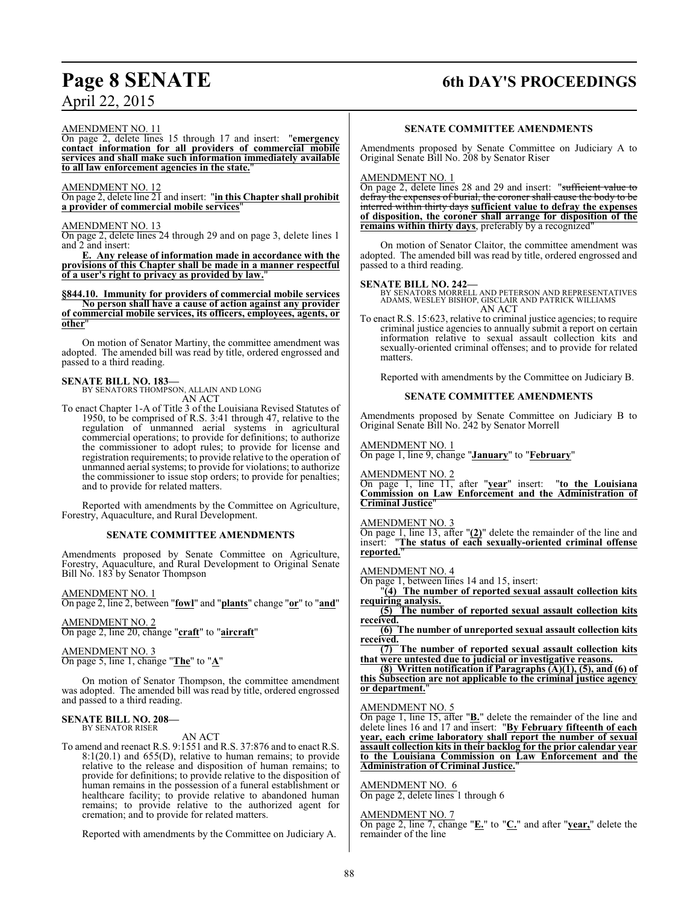AMENDMENT NO. 11

On page 2, delete lines 15 through 17 and insert: "**emergency contact information for all providers of commercial mobile services and shall make such information immediately available to all law enforcement agencies in the state.**"

AMENDMENT NO. 12

On page 2, delete line 21 and insert: "**in this Chapter shall prohibit a provider of commercial mobile services**"

AMENDMENT NO. 13

On page 2, delete lines 24 through 29 and on page 3, delete lines 1 and 2 and insert:

"**E. Any release of information made in accordance with the provisions of this Chapter shall be made in a manner respectful of a user's right to privacy as provided by law.**"

**§844.10. Immunity for providers of commercial mobile services**

**No person shall have a cause of action against any provider of commercial mobile services, its officers, employees, agents, or other**"

On motion of Senator Martiny, the committee amendment was adopted. The amended bill was read by title, ordered engrossed and passed to a third reading.

**SENATE BILL NO. 183—**
BY SENATORS THOMPSON, ALLAIN AND LONG
AN ACT

To enact Chapter 1-A of Title 3 of the Louisiana Revised Statutes of 1950, to be comprised of R.S. 3:41 through 47, relative to the regulation of unmanned aerial systems in agricultural commercial operations; to provide for definitions; to authorize the commissioner to adopt rules; to provide for license and registration requirements; to provide relative to the operation of unmanned aerial systems; to provide for violations; to authorize the commissioner to issue stop orders; to provide for penalties; and to provide for related matters.

Reported with amendments by the Committee on Agriculture, Forestry, Aquaculture, and Rural Development.

## SENATE COMMITTEE AMENDMENTS

Amendments proposed by Senate Committee on Agriculture, Forestry, Aquaculture, and Rural Development to Original Senate Bill No. 183 by Senator Thompson

AMENDMENT NO. 1

On page 2, line 2, between "**fowl**" and "**plants**" change "**or**" to "**and**"

AMENDMENT NO. 2

On page 2, line 20, change "**craft**" to "**aircraft**"

AMENDMENT NO. 3

On page 5, line 1, change "**The**" to "**A**"

On motion of Senator Thompson, the committee amendment was adopted. The amended bill was read by title, ordered engrossed and passed to a third reading.

**SENATE BILL NO. 208—**
BY SENATOR RISER
AN ACT

To amend and reenact R.S. 9:1551 and R.S. 37:876 and to enact R.S. 8:1(20.1) and 655(D), relative to human remains; to provide relative to the release and disposition of human remains; to provide for definitions; to provide relative to the disposition of human remains in the possession of a funeral establishment or healthcare facility; to provide relative to abandoned human remains; to provide relative to the authorized agent for cremation; and to provide for related matters.

Reported with amendments by the Committee on Judiciary A.

## SENATE COMMITTEE AMENDMENTS

Amendments proposed by Senate Committee on Judiciary A to Original Senate Bill No. 208 by Senator Riser

AMENDMENT NO. 1

On page 2, delete lines 28 and 29 and insert: "~~sufficient value to defray the expenses of burial, the coroner shall cause the body to be interred within thirty days~~ **sufficient value to defray the expenses of disposition, the coroner shall arrange for disposition of the remains within thirty days**, preferably by a recognized"

On motion of Senator Claitor, the committee amendment was adopted. The amended bill was read by title, ordered engrossed and passed to a third reading.

**SENATE BILL NO. 242—**
BY SENATORS MORRELL AND PETERSON AND REPRESENTATIVES ADAMS, WESLEY BISHOP, GISCLAIR AND PATRICK WILLIAMS
AN ACT

To enact R.S. 15:623, relative to criminal justice agencies; to require criminal justice agencies to annually submit a report on certain information relative to sexual assault collection kits and sexually-oriented criminal offenses; and to provide for related matters.

Reported with amendments by the Committee on Judiciary B.

## SENATE COMMITTEE AMENDMENTS

Amendments proposed by Senate Committee on Judiciary B to Original Senate Bill No. 242 by Senator Morrell

AMENDMENT NO. 1

On page 1, line 9, change "**January**" to "**February**"

AMENDMENT NO. 2

On page 1, line 11, after "**year**" insert: "**to the Louisiana Commission on Law Enforcement and the Administration of Criminal Justice**"

AMENDMENT NO. 3

On page 1, line 13, after "**(2)**" delete the remainder of the line and insert: "**The status of each sexually-oriented criminal offense reported.**"

AMENDMENT NO. 4

On page 1, between lines 14 and 15, insert:

"**(4) The number of reported sexual assault collection kits requiring analysis.**

**(5) The number of reported sexual assault collection kits received.**

**(6) The number of unreported sexual assault collection kits received.**

**(7) The number of reported sexual assault collection kits that were untested due to judicial or investigative reasons.**

**(8) Written notification if Paragraphs (A)(1), (5), and (6) of this Subsection are not applicable to the criminal justice agency or department.**"

AMENDMENT NO. 5

On page 1, line 15, after "**B.**" delete the remainder of the line and delete lines 16 and 17 and insert: "**By February fifteenth of each year, each crime laboratory shall report the number of sexual assault collection kits in their backlog for the prior calendar year to the Louisiana Commission on Law Enforcement and the Administration of Criminal Justice.**"

AMENDMENT NO. 6

On page 2, delete lines 1 through 6

AMENDMENT NO. 7

On page 2, line 7, change "**E.**" to "**C.**" and after "**year,**" delete the remainder of the line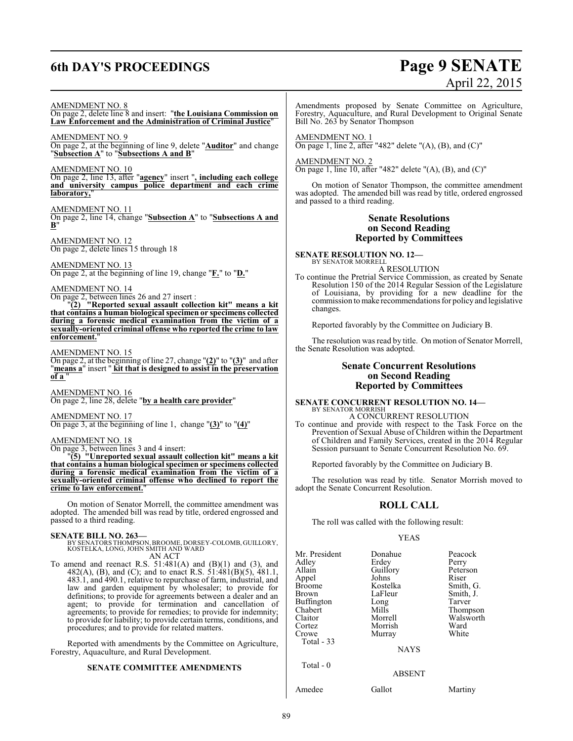AMENDMENT NO. 8
On page 2, delete line 8 and insert: "**the Louisiana Commission on Law Enforcement and the Administration of Criminal Justice**"

AMENDMENT NO. 9
On page 2, at the beginning of line 9, delete "**Auditor**" and change "**Subsection A**" to "**Subsections A and B**"

AMENDMENT NO. 10
On page 2, line 13, after "**agency**" insert "**, including each college and university campus police department and each crime laboratory,**"

AMENDMENT NO. 11
On page 2, line 14, change "**Subsection A**" to "**Subsections A and B**"

AMENDMENT NO. 12
On page 2, delete lines 15 through 18

AMENDMENT NO. 13
On page 2, at the beginning of line 19, change "**F.**" to "**D.**"

AMENDMENT NO. 14
On page 2, between lines 26 and 27 insert :

"**(2) "Reported sexual assault collection kit" means a kit that contains a human biological specimen or specimens collected during a forensic medical examination from the victim of a sexually-oriented criminal offense who reported the crime to law enforcement.**"

AMENDMENT NO. 15
On page 2, at the beginning of line 27, change "**(2)**" to "**(3)**" and after "**means a**" insert " **kit that is designed to assist in the preservation of a** "

AMENDMENT NO. 16
On page 2, line 28, delete "**by a health care provider**"

AMENDMENT NO. 17
On page 3, at the beginning of line 1, change "**(3)**" to "**(4)**"

AMENDMENT NO. 18
On page 3, between lines 3 and 4 insert:

"**(5) "Unreported sexual assault collection kit" means a kit that contains a human biological specimen or specimens collected during a forensic medical examination from the victim of a sexually-oriented criminal offense who declined to report the crime to law enforcement.**"

On motion of Senator Morrell, the committee amendment was adopted. The amended bill was read by title, ordered engrossed and passed to a third reading.

**SENATE BILL NO. 263—**
BY SENATORS THOMPSON, BROOME, DORSEY-COLOMB, GUILLORY, KOSTELKA, LONG, JOHN SMITH AND WARD

AN ACT

To amend and reenact R.S. 51:481(A) and (B)(1) and (3), and 482(A), (B), and (C); and to enact R.S. 51:481(B)(5), 481.1, 483.1, and 490.1, relative to repurchase of farm, industrial, and law and garden equipment by wholesaler; to provide for definitions; to provide for agreements between a dealer and an agent; to provide for termination and cancellation of agreements; to provide for remedies; to provide for indemnity; to provide for liability; to provide certain terms, conditions, and procedures; and to provide for related matters.

Reported with amendments by the Committee on Agriculture, Forestry, Aquaculture, and Rural Development.

**SENATE COMMITTEE AMENDMENTS**

Amendments proposed by Senate Committee on Agriculture, Forestry, Aquaculture, and Rural Development to Original Senate Bill No. 263 by Senator Thompson

AMENDMENT NO. 1
On page 1, line 2, after "482" delete "(A), (B), and (C)"

AMENDMENT NO. 2
On page 1, line 10, after "482" delete "(A), (B), and (C)"

On motion of Senator Thompson, the committee amendment was adopted. The amended bill was read by title, ordered engrossed and passed to a third reading.

## Senate Resolutions on Second Reading Reported by Committees

**SENATE RESOLUTION NO. 12—**
BY SENATOR MORRELL

A RESOLUTION

To continue the Pretrial Service Commission, as created by Senate Resolution 150 of the 2014 Regular Session of the Legislature of Louisiana, by providing for a new deadline for the commission to make recommendations for policy and legislative changes.

Reported favorably by the Committee on Judiciary B.

The resolution was read by title. On motion of Senator Morrell, the Senate Resolution was adopted.

## Senate Concurrent Resolutions on Second Reading Reported by Committees

**SENATE CONCURRENT RESOLUTION NO. 14—**
BY SENATOR MORRISH

A CONCURRENT RESOLUTION

To continue and provide with respect to the Task Force on the Prevention of Sexual Abuse of Children within the Department of Children and Family Services, created in the 2014 Regular Session pursuant to Senate Concurrent Resolution No. 69.

Reported favorably by the Committee on Judiciary B.

The resolution was read by title. Senator Morrish moved to adopt the Senate Concurrent Resolution.

## ROLL CALL

The roll was called with the following result:

YEAS

| | | |
|---|---|---|
| Mr. President | Donahue | Peacock |
| Adley | Erdey | Perry |
| Allain | Guillory | Peterson |
| Appel | Johns | Riser |
| Broome | Kostelka | Smith, G. |
| Brown | LaFleur | Smith, J. |
| Buffington | Long | Tarver |
| Chabert | Mills | Thompson |
| Claitor | Morrell | Walsworth |
| Cortez | Morrish | Ward |
| Crowe | Murray | White |

Total - 33

NAYS

Total - 0

ABSENT

| | | |
|---|---|---|
| Amedee | Gallot | Martiny |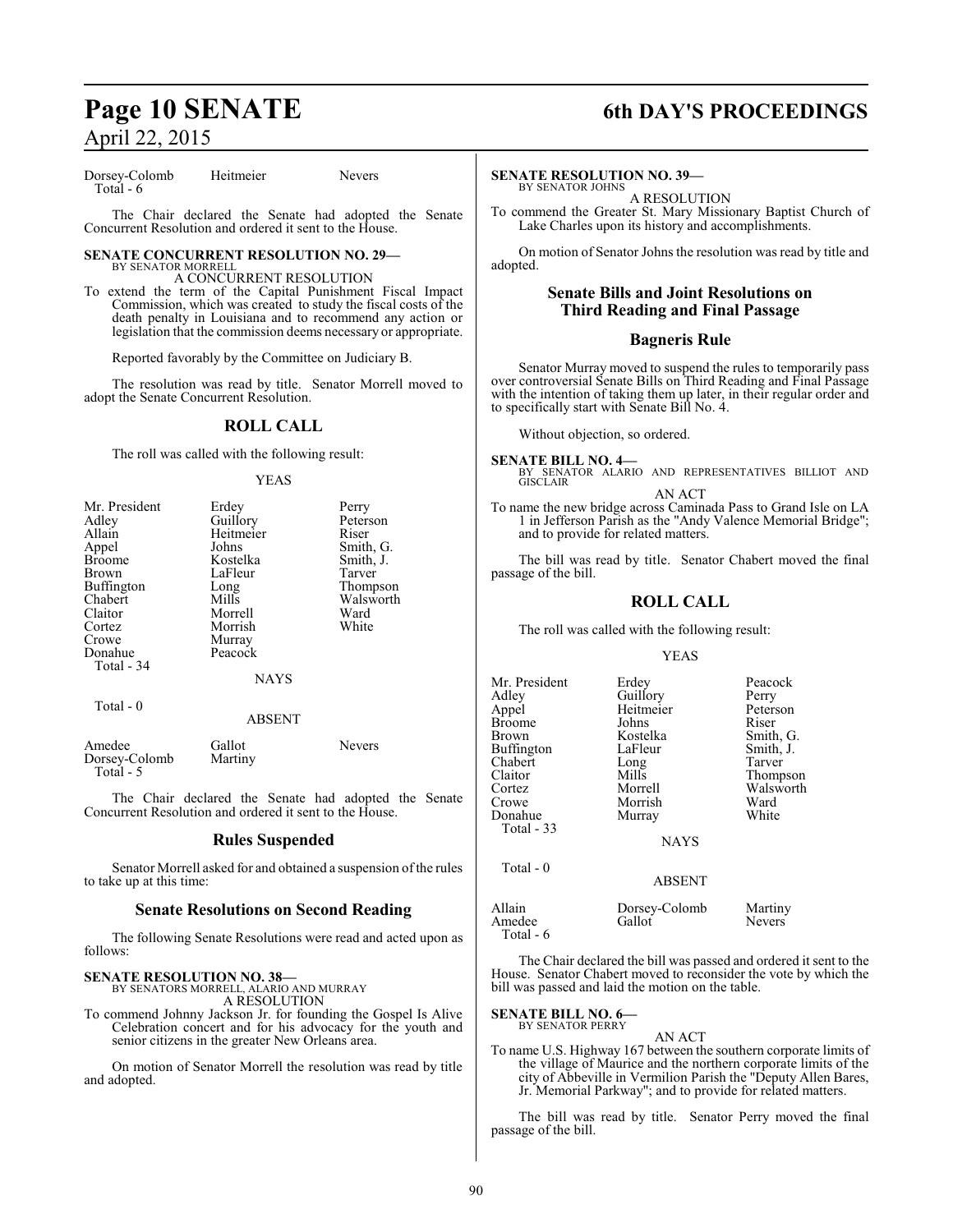| | | |
|---|---|---|
| Dorsey-Colomb | Heitmeier | Nevers |
| Total - 6 | | |

The Chair declared the Senate had adopted the Senate Concurrent Resolution and ordered it sent to the House.

**SENATE CONCURRENT RESOLUTION NO. 29—**
BY SENATOR MORRELL

A CONCURRENT RESOLUTION

To extend the term of the Capital Punishment Fiscal Impact Commission, which was created to study the fiscal costs of the death penalty in Louisiana and to recommend any action or legislation that the commission deems necessary or appropriate.

Reported favorably by the Committee on Judiciary B.

The resolution was read by title. Senator Morrell moved to adopt the Senate Concurrent Resolution.

## ROLL CALL

The roll was called with the following result:

YEAS

| | | |
|---|---|---|
| Mr. President | Erdey | Perry |
| Adley | Guillory | Peterson |
| Allain | Heitmeier | Riser |
| Appel | Johns | Smith, G. |
| Broome | Kostelka | Smith, J. |
| Brown | LaFleur | Tarver |
| Buffington | Long | Thompson |
| Chabert | Mills | Walsworth |
| Claitor | Morrell | Ward |
| Cortez | Morrish | White |
| Crowe | Murray | |
| Donahue | Peacock | |
| Total - 34 | | |

NAYS

Total - 0

ABSENT

| | | |
|---|---|---|
| Amedee | Gallot | Nevers |
| Dorsey-Colomb | Martiny | |
| Total - 5 | | |

The Chair declared the Senate had adopted the Senate Concurrent Resolution and ordered it sent to the House.

## Rules Suspended

Senator Morrell asked for and obtained a suspension of the rules to take up at this time:

## Senate Resolutions on Second Reading

The following Senate Resolutions were read and acted upon as follows:

**SENATE RESOLUTION NO. 38—**
BY SENATORS MORRELL, ALARIO AND MURRAY

A RESOLUTION

To commend Johnny Jackson Jr. for founding the Gospel Is Alive Celebration concert and for his advocacy for the youth and senior citizens in the greater New Orleans area.

On motion of Senator Morrell the resolution was read by title and adopted.

**SENATE RESOLUTION NO. 39—**
BY SENATOR JOHNS

A RESOLUTION

To commend the Greater St. Mary Missionary Baptist Church of Lake Charles upon its history and accomplishments.

On motion of Senator Johns the resolution was read by title and adopted.

## Senate Bills and Joint Resolutions on Third Reading and Final Passage

## Bagneris Rule

Senator Murray moved to suspend the rules to temporarily pass over controversial Senate Bills on Third Reading and Final Passage with the intention of taking them up later, in their regular order and to specifically start with Senate Bill No. 4.

Without objection, so ordered.

**SENATE BILL NO. 4—**
BY SENATOR ALARIO AND REPRESENTATIVES BILLIOT AND GISCLAIR

AN ACT

To name the new bridge across Caminada Pass to Grand Isle on LA 1 in Jefferson Parish as the "Andy Valence Memorial Bridge"; and to provide for related matters.

The bill was read by title. Senator Chabert moved the final passage of the bill.

## ROLL CALL

The roll was called with the following result:

YEAS

| | | |
|---|---|---|
| Mr. President | Erdey | Peacock |
| Adley | Guillory | Perry |
| Appel | Heitmeier | Peterson |
| Broome | Johns | Riser |
| Brown | Kostelka | Smith, G. |
| Buffington | LaFleur | Smith, J. |
| Chabert | Long | Tarver |
| Claitor | Mills | Thompson |
| Cortez | Morrell | Walsworth |
| Crowe | Morrish | Ward |
| Donahue | Murray | White |
| Total - 33 | | |

NAYS

Total - 0

ABSENT

| | | |
|---|---|---|
| Allain | Dorsey-Colomb | Martiny |
| Amedee | Gallot | Nevers |
| Total - 6 | | |

The Chair declared the bill was passed and ordered it sent to the House. Senator Chabert moved to reconsider the vote by which the bill was passed and laid the motion on the table.

**SENATE BILL NO. 6—**
BY SENATOR PERRY

AN ACT

To name U.S. Highway 167 between the southern corporate limits of the village of Maurice and the northern corporate limits of the city of Abbeville in Vermilion Parish the "Deputy Allen Bares, Jr. Memorial Parkway"; and to provide for related matters.

The bill was read by title. Senator Perry moved the final passage of the bill.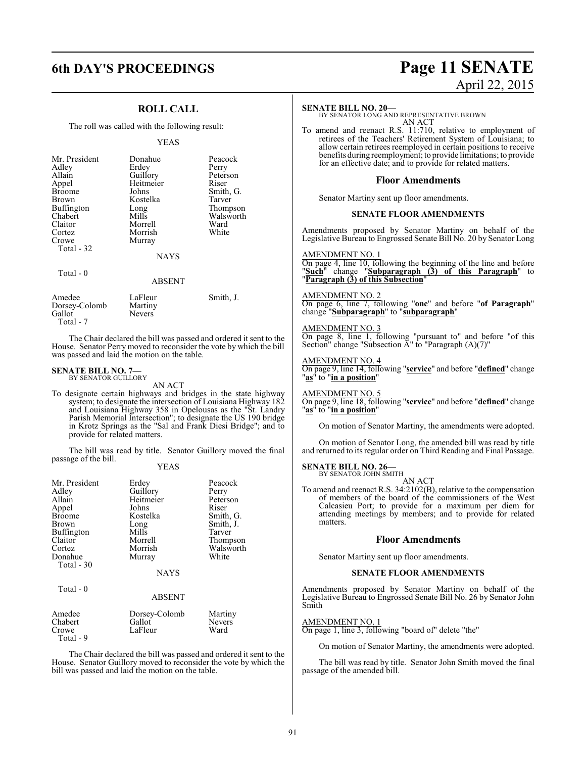## ROLL CALL

The roll was called with the following result:

YEAS

| | | |
|---|---|---|
| Mr. President | Donahue | Peacock |
| Adley | Erdey | Perry |
| Allain | Guillory | Peterson |
| Appel | Heitmeier | Riser |
| Broome | Johns | Smith, G. |
| Brown | Kostelka | Tarver |
| Buffington | Long | Thompson |
| Chabert | Mills | Walsworth |
| Claitor | Morrell | Ward |
| Cortez | Morrish | White |
| Crowe | Murray | |

Total - 32

NAYS

Total - 0

ABSENT

| | | |
|---|---|---|
| Amedee | LaFleur | Smith, J. |
| Dorsey-Colomb | Martiny | |
| Gallot | Nevers | |

Total - 7

The Chair declared the bill was passed and ordered it sent to the House. Senator Perry moved to reconsider the vote by which the bill was passed and laid the motion on the table.

**SENATE BILL NO. 7—**
BY SENATOR GUILLORY

AN ACT

To designate certain highways and bridges in the state highway system; to designate the intersection of Louisiana Highway 182 and Louisiana Highway 358 in Opelousas as the "St. Landry Parish Memorial Intersection"; to designate the US 190 bridge in Krotz Springs as the "Sal and Frank Diesi Bridge"; and to provide for related matters.

The bill was read by title. Senator Guillory moved the final passage of the bill.

YEAS

| | | |
|---|---|---|
| Mr. President | Erdey | Peacock |
| Adley | Guillory | Perry |
| Allain | Heitmeier | Peterson |
| Appel | Johns | Riser |
| Broome | Kostelka | Smith, G. |
| Brown | Long | Smith, J. |
| Buffington | Mills | Tarver |
| Claitor | Morrell | Thompson |
| Cortez | Morrish | Walsworth |
| Donahue | Murray | White |

Total - 30

NAYS

Total - 0

ABSENT

| | | |
|---|---|---|
| Amedee | Dorsey-Colomb | Martiny |
| Chabert | Gallot | Nevers |
| Crowe | LaFleur | Ward |

Total - 9

The Chair declared the bill was passed and ordered it sent to the House. Senator Guillory moved to reconsider the vote by which the bill was passed and laid the motion on the table.

**SENATE BILL NO. 20—**
BY SENATOR LONG AND REPRESENTATIVE BROWN

AN ACT

To amend and reenact R.S. 11:710, relative to employment of retirees of the Teachers' Retirement System of Louisiana; to allow certain retirees reemployed in certain positions to receive benefits during reemployment; to provide limitations; to provide for an effective date; and to provide for related matters.

### Floor Amendments

Senator Martiny sent up floor amendments.

#### SENATE FLOOR AMENDMENTS

Amendments proposed by Senator Martiny on behalf of the Legislative Bureau to Engrossed Senate Bill No. 20 by Senator Long

AMENDMENT NO. 1
On page 4, line 10, following the beginning of the line and before "**Such**" change "**Subparagraph (3) of this Paragraph**" to "**Paragraph (3) of this Subsection**"

AMENDMENT NO. 2
On page 6, line 7, following "**one**" and before "**of Paragraph**" change "**Subparagraph**" to "**subparagraph**"

AMENDMENT NO. 3
On page 8, line 1, following "pursuant to" and before "of this Section" change "Subsection A" to "Paragraph (A)(7)"

AMENDMENT NO. 4
On page 9, line 14, following "**service**" and before "**defined**" change "**as**" to "**in a position**"

AMENDMENT NO. 5
On page 9, line 18, following "**service**" and before "**defined**" change "**as**" to "**in a position**"

On motion of Senator Martiny, the amendments were adopted.

On motion of Senator Long, the amended bill was read by title and returned to its regular order on Third Reading and Final Passage.

**SENATE BILL NO. 26—**
BY SENATOR JOHN SMITH

AN ACT

To amend and reenact R.S. 34:2102(B), relative to the compensation of members of the board of the commissioners of the West Calcasieu Port; to provide for a maximum per diem for attending meetings by members; and to provide for related matters.

### Floor Amendments

Senator Martiny sent up floor amendments.

#### SENATE FLOOR AMENDMENTS

Amendments proposed by Senator Martiny on behalf of the Legislative Bureau to Engrossed Senate Bill No. 26 by Senator John Smith

AMENDMENT NO. 1
On page 1, line 3, following "board of" delete "the"

On motion of Senator Martiny, the amendments were adopted.

The bill was read by title. Senator John Smith moved the final passage of the amended bill.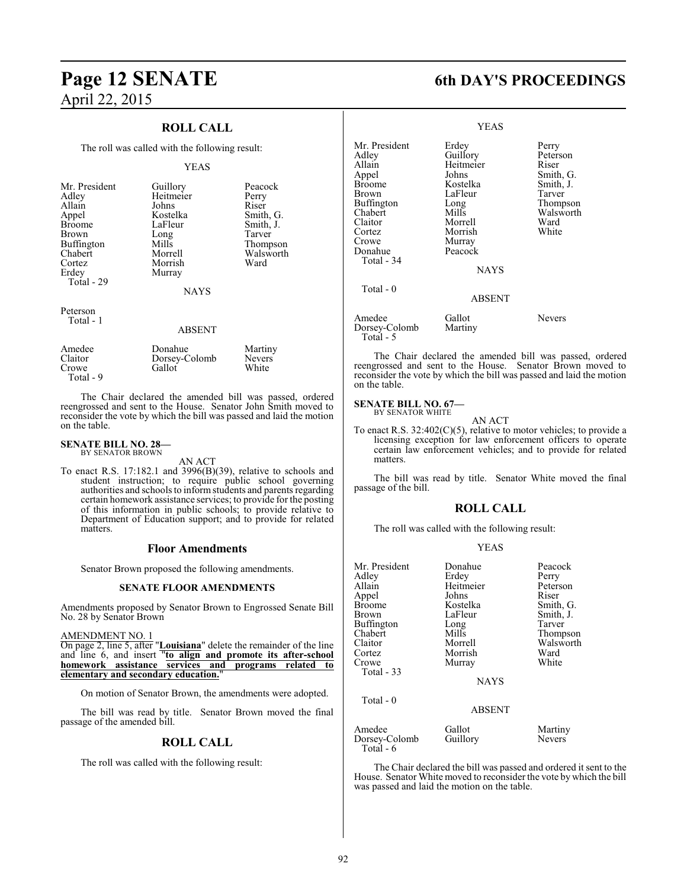## ROLL CALL

The roll was called with the following result:

YEAS

| | | |
|---|---|---|
| Mr. President | Guillory | Peacock |
| Adley | Heitmeier | Perry |
| Allain | Johns | Riser |
| Appel | Kostelka | Smith, G. |
| Broome | LaFleur | Smith, J. |
| Brown | Long | Tarver |
| Buffington | Mills | Thompson |
| Chabert | Morrell | Walsworth |
| Cortez | Morrish | Ward |
| Erdey | Murray | |
| Total - 29 | | |

NAYS

Peterson
Total - 1

ABSENT

| | | |
|---|---|---|
| Amedee | Donahue | Martiny |
| Claitor | Dorsey-Colomb | Nevers |
| Crowe | Gallot | White |
| Total - 9 | | |

The Chair declared the amended bill was passed, ordered reengrossed and sent to the House. Senator John Smith moved to reconsider the vote by which the bill was passed and laid the motion on the table.

**SENATE BILL NO. 28—**
BY SENATOR BROWN

AN ACT

To enact R.S. 17:182.1 and 3996(B)(39), relative to schools and student instruction; to require public school governing authorities and schools to inform students and parents regarding certain homework assistance services; to provide for the posting of this information in public schools; to provide relative to Department of Education support; and to provide for related matters.

## Floor Amendments

Senator Brown proposed the following amendments.

### SENATE FLOOR AMENDMENTS

Amendments proposed by Senator Brown to Engrossed Senate Bill No. 28 by Senator Brown

AMENDMENT NO. 1

On page 2, line 5, after "**Louisiana**" delete the remainder of the line and line 6, and insert "**to align and promote its after-school homework assistance services and programs related to elementary and secondary education.**"

On motion of Senator Brown, the amendments were adopted.

The bill was read by title. Senator Brown moved the final passage of the amended bill.

## ROLL CALL

The roll was called with the following result:

YEAS

| | | |
|---|---|---|
| Mr. President | Erdey | Perry |
| Adley | Guillory | Peterson |
| Allain | Heitmeier | Riser |
| Appel | Johns | Smith, G. |
| Broome | Kostelka | Smith, J. |
| Brown | LaFleur | Tarver |
| Buffington | Long | Thompson |
| Chabert | Mills | Walsworth |
| Claitor | Morrell | Ward |
| Cortez | Morrish | White |
| Crowe | Murray | |
| Donahue | Peacock | |
| Total - 34 | | |

NAYS

Total - 0

ABSENT

| | | |
|---|---|---|
| Amedee | Gallot | Nevers |
| Dorsey-Colomb | Martiny | |
| Total - 5 | | |

The Chair declared the amended bill was passed, ordered reengrossed and sent to the House. Senator Brown moved to reconsider the vote by which the bill was passed and laid the motion on the table.

**SENATE BILL NO. 67—**
BY SENATOR WHITE

AN ACT

To enact R.S. 32:402(C)(5), relative to motor vehicles; to provide a licensing exception for law enforcement officers to operate certain law enforcement vehicles; and to provide for related matters.

The bill was read by title. Senator White moved the final passage of the bill.

## ROLL CALL

The roll was called with the following result:

YEAS

| | | |
|---|---|---|
| Mr. President | Donahue | Peacock |
| Adley | Erdey | Perry |
| Allain | Heitmeier | Peterson |
| Appel | Johns | Riser |
| Broome | Kostelka | Smith, G. |
| Brown | LaFleur | Smith, J. |
| Buffington | Long | Tarver |
| Chabert | Mills | Thompson |
| Claitor | Morrell | Walsworth |
| Cortez | Morrish | Ward |
| Crowe | Murray | White |
| Total - 33 | | |

NAYS

Total - 0

ABSENT

| | | |
|---|---|---|
| Amedee | Gallot | Martiny |
| Dorsey-Colomb | Guillory | Nevers |
| Total - 6 | | |

The Chair declared the bill was passed and ordered it sent to the House. Senator White moved to reconsider the vote by which the bill was passed and laid the motion on the table.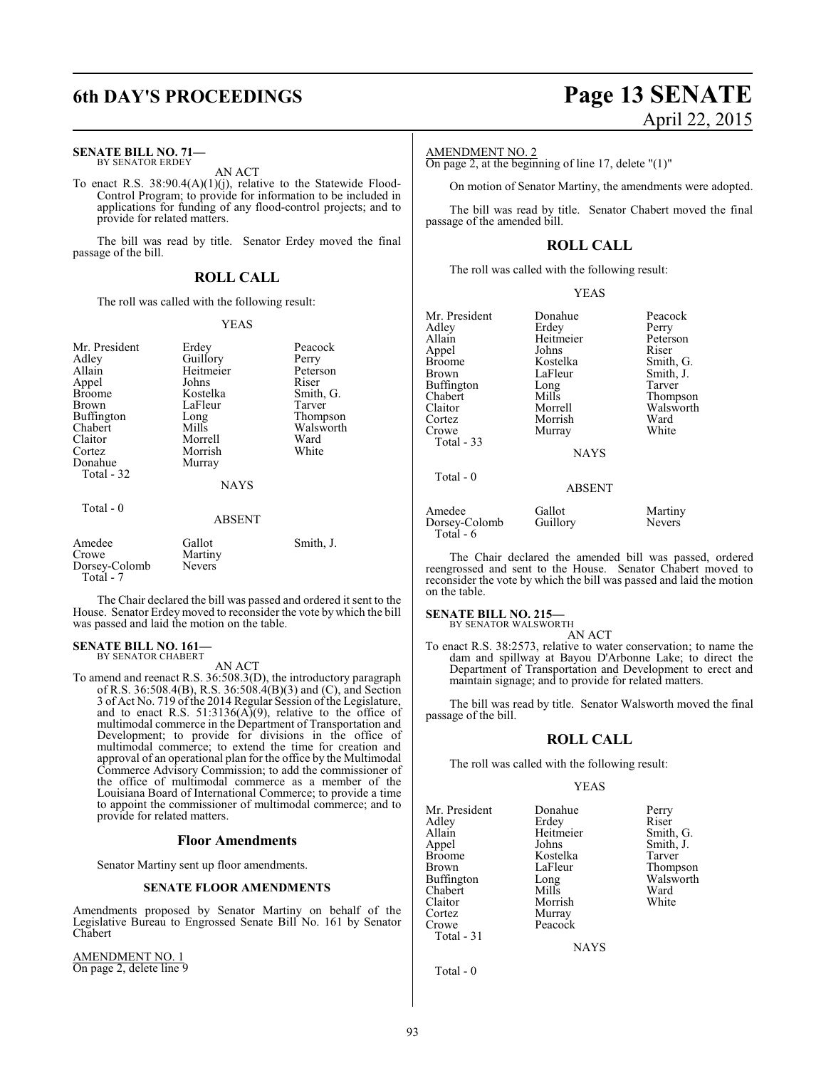**SENATE BILL NO. 71—**
BY SENATOR ERDEY

AN ACT

To enact R.S. 38:90.4(A)(1)(j), relative to the Statewide Flood-Control Program; to provide for information to be included in applications for funding of any flood-control projects; and to provide for related matters.

The bill was read by title. Senator Erdey moved the final passage of the bill.

## ROLL CALL

The roll was called with the following result:

YEAS

| | | |
|---|---|---|
| Mr. President | Erdey | Peacock |
| Adley | Guillory | Perry |
| Allain | Heitmeier | Peterson |
| Appel | Johns | Riser |
| Broome | Kostelka | Smith, G. |
| Brown | LaFleur | Tarver |
| Buffington | Long | Thompson |
| Chabert | Mills | Walsworth |
| Claitor | Morrell | Ward |
| Cortez | Morrish | White |
| Donahue | Murray | |

Total - 32

NAYS

Total - 0

ABSENT

| | | |
|---|---|---|
| Amedee | Gallot | Smith, J. |
| Crowe | Martiny | |
| Dorsey-Colomb | Nevers | |

Total - 7

The Chair declared the bill was passed and ordered it sent to the House. Senator Erdey moved to reconsider the vote by which the bill was passed and laid the motion on the table.

**SENATE BILL NO. 161—**
BY SENATOR CHABERT

AN ACT

To amend and reenact R.S. 36:508.3(D), the introductory paragraph of R.S. 36:508.4(B), R.S. 36:508.4(B)(3) and (C), and Section 3 of Act No. 719 of the 2014 Regular Session of the Legislature, and to enact R.S. 51:3136(A)(9), relative to the office of multimodal commerce in the Department of Transportation and Development; to provide for divisions in the office of multimodal commerce; to extend the time for creation and approval of an operational plan for the office by the Multimodal Commerce Advisory Commission; to add the commissioner of the office of multimodal commerce as a member of the Louisiana Board of International Commerce; to provide a time to appoint the commissioner of multimodal commerce; and to provide for related matters.

## Floor Amendments

Senator Martiny sent up floor amendments.

### SENATE FLOOR AMENDMENTS

Amendments proposed by Senator Martiny on behalf of the Legislative Bureau to Engrossed Senate Bill No. 161 by Senator Chabert

AMENDMENT NO. 1
On page 2, delete line 9

AMENDMENT NO. 2
On page 2, at the beginning of line 17, delete "(1)"

On motion of Senator Martiny, the amendments were adopted.

The bill was read by title. Senator Chabert moved the final passage of the amended bill.

## ROLL CALL

The roll was called with the following result:

YEAS

| | | |
|---|---|---|
| Mr. President | Donahue | Peacock |
| Adley | Erdey | Perry |
| Allain | Heitmeier | Peterson |
| Appel | Johns | Riser |
| Broome | Kostelka | Smith, G. |
| Brown | LaFleur | Smith, J. |
| Buffington | Long | Tarver |
| Chabert | Mills | Thompson |
| Claitor | Morrell | Walsworth |
| Cortez | Morrish | Ward |
| Crowe | Murray | White |

Total - 33

NAYS

Total - 0

ABSENT

| | | |
|---|---|---|
| Amedee | Gallot | Martiny |
| Dorsey-Colomb | Guillory | Nevers |

Total - 6

The Chair declared the amended bill was passed, ordered reengrossed and sent to the House. Senator Chabert moved to reconsider the vote by which the bill was passed and laid the motion on the table.

**SENATE BILL NO. 215—**
BY SENATOR WALSWORTH

AN ACT

To enact R.S. 38:2573, relative to water conservation; to name the dam and spillway at Bayou D'Arbonne Lake; to direct the Department of Transportation and Development to erect and maintain signage; and to provide for related matters.

The bill was read by title. Senator Walsworth moved the final passage of the bill.

## ROLL CALL

The roll was called with the following result:

YEAS

| | | |
|---|---|---|
| Mr. President | Donahue | Perry |
| Adley | Erdey | Riser |
| Allain | Heitmeier | Smith, G. |
| Appel | Johns | Smith, J. |
| Broome | Kostelka | Tarver |
| Brown | LaFleur | Thompson |
| Buffington | Long | Walsworth |
| Chabert | Mills | Ward |
| Claitor | Morrish | White |
| Cortez | Murray | |
| Crowe | Peacock | |

Total - 31

NAYS

Total - 0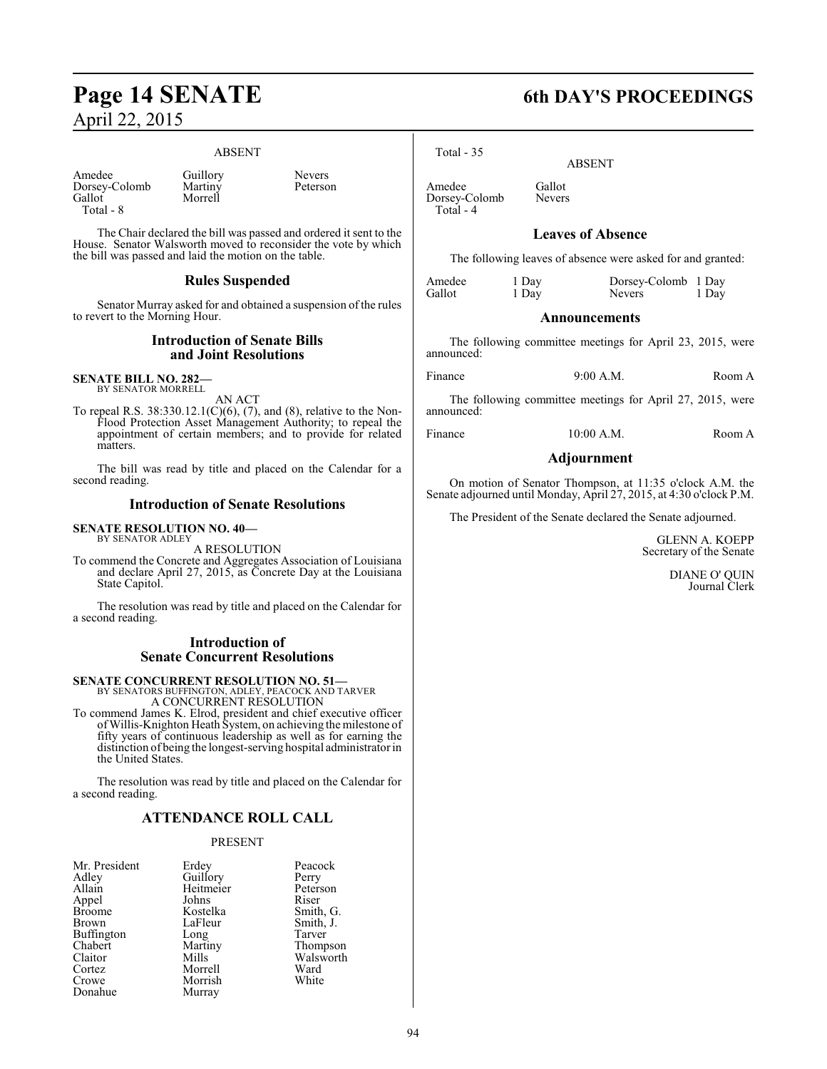ABSENT

| | | |
|---|---|---|
| Amedee | Guillory | Nevers |
| Dorsey-Colomb | Martiny | Peterson |
| Gallot | Morrell | |
| Total - 8 | | |

The Chair declared the bill was passed and ordered it sent to the House. Senator Walsworth moved to reconsider the vote by which the bill was passed and laid the motion on the table.

## Rules Suspended

Senator Murray asked for and obtained a suspension of the rules to revert to the Morning Hour.

## Introduction of Senate Bills and Joint Resolutions

**SENATE BILL NO. 282—**
BY SENATOR MORRELL

AN ACT

To repeal R.S. 38:330.12.1(C)(6), (7), and (8), relative to the Non-Flood Protection Asset Management Authority; to repeal the appointment of certain members; and to provide for related matters.

The bill was read by title and placed on the Calendar for a second reading.

## Introduction of Senate Resolutions

**SENATE RESOLUTION NO. 40—**
BY SENATOR ADLEY

A RESOLUTION

To commend the Concrete and Aggregates Association of Louisiana and declare April 27, 2015, as Concrete Day at the Louisiana State Capitol.

The resolution was read by title and placed on the Calendar for a second reading.

## Introduction of Senate Concurrent Resolutions

**SENATE CONCURRENT RESOLUTION NO. 51—**
BY SENATORS BUFFINGTON, ADLEY, PEACOCK AND TARVER

A CONCURRENT RESOLUTION

To commend James K. Elrod, president and chief executive officer of Willis-Knighton Heath System, on achieving the milestone of fifty years of continuous leadership as well as for earning the distinction of being the longest-serving hospital administrator in the United States.

The resolution was read by title and placed on the Calendar for a second reading.

## ATTENDANCE ROLL CALL

PRESENT

| | | |
|---|---|---|
| Mr. President | Erdey | Peacock |
| Adley | Guillory | Perry |
| Allain | Heitmeier | Peterson |
| Appel | Johns | Riser |
| Broome | Kostelka | Smith, G. |
| Brown | LaFleur | Smith, J. |
| Buffington | Long | Tarver |
| Chabert | Martiny | Thompson |
| Claitor | Mills | Walsworth |
| Cortez | Morrell | Ward |
| Crowe | Morrish | White |
| Donahue | Murray | |

Total - 35

ABSENT

| | |
|---|---|
| Amedee | Gallot |
| Dorsey-Colomb | Nevers |
| Total - 4 | |

## Leaves of Absence

The following leaves of absence were asked for and granted:

| | | | |
|---|---|---|---|
| Amedee | 1 Day | Dorsey-Colomb | 1 Day |
| Gallot | 1 Day | Nevers | 1 Day |

## Announcements

The following committee meetings for April 23, 2015, were announced:

| | | |
|---|---|---|
| Finance | 9:00 A.M. | Room A |

The following committee meetings for April 27, 2015, were announced:

| | | |
|---|---|---|
| Finance | 10:00 A.M. | Room A |

## Adjournment

On motion of Senator Thompson, at 11:35 o'clock A.M. the Senate adjourned until Monday, April 27, 2015, at 4:30 o'clock P.M.

The President of the Senate declared the Senate adjourned.

GLENN A. KOEPP
Secretary of the Senate

DIANE O' QUIN
Journal Clerk